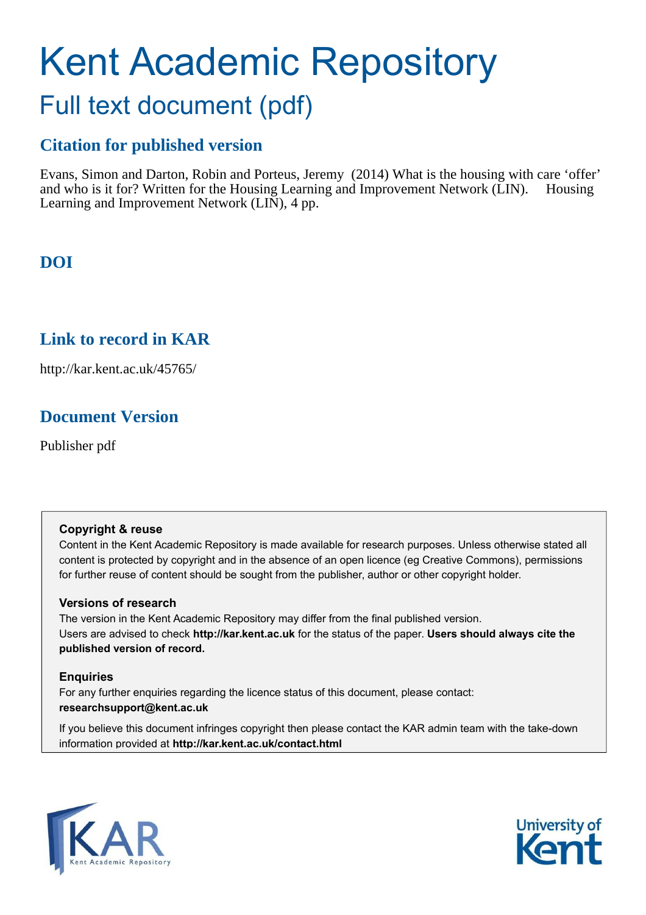# Kent Academic Repository

## Full text document (pdf)

### Citation for published version

Evans, Simon and Darton, Robin and Porteus, Jeremy (2014) What is the housing with care 'offer' and who is it for? Written for the Housing Learning and Improvement Network (LIN). Housing Learning and Improvement Network (LIN), 4 pp.

### DOI

### Link to record in KAR

http://kar.kent.ac.uk/45765/

### Document Version

Publisher pdf

**Copyright & reuse**

Content in the Kent Academic Repository is made available for research purposes. Unless otherwise stated all content is protected by copyright and in the absence of an open licence (eg Creative Commons), permissions for further reuse of content should be sought from the publisher, author or other copyright holder.

**Versions of research**

The version in the Kent Academic Repository may differ from the final published version.
Users are advised to check **http://kar.kent.ac.uk** for the status of the paper. **Users should always cite the published version of record.**

**Enquiries**

For any further enquiries regarding the licence status of this document, please contact:
**researchsupport@kent.ac.uk**

If you believe this document infringes copyright then please contact the KAR admin team with the take-down information provided at **http://kar.kent.ac.uk/contact.html**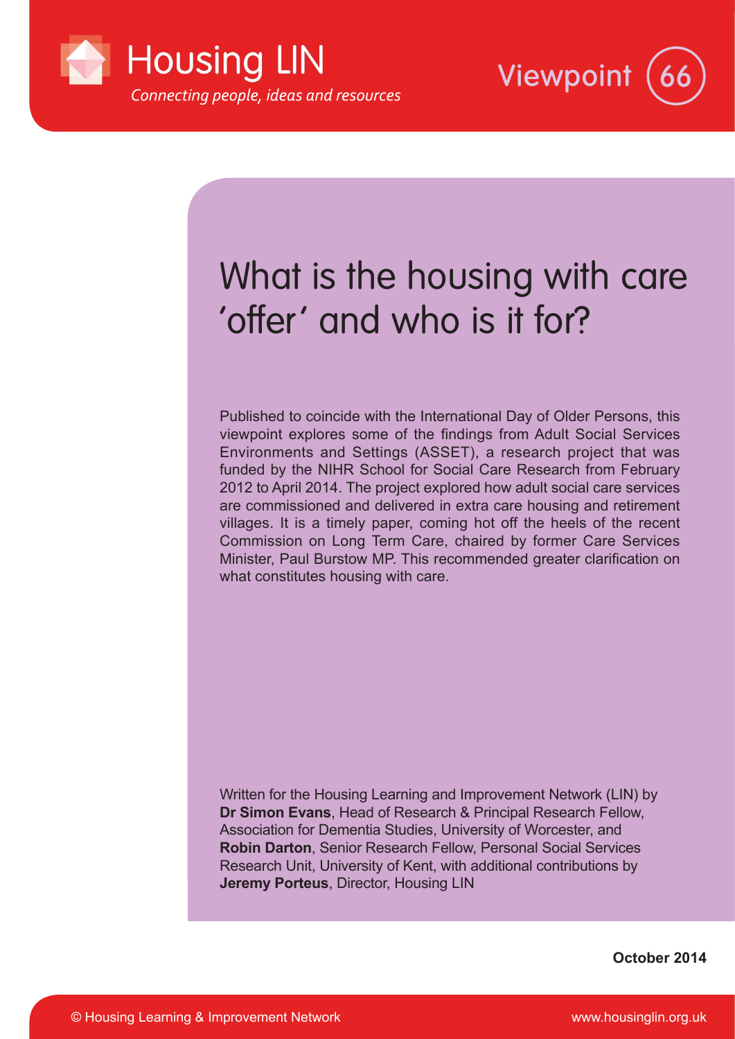# What is the housing with care 'offer' and who is it for?

Published to coincide with the International Day of Older Persons, this viewpoint explores some of the findings from Adult Social Services Environments and Settings (ASSET), a research project that was funded by the NIHR School for Social Care Research from February 2012 to April 2014. The project explored how adult social care services are commissioned and delivered in extra care housing and retirement villages. It is a timely paper, coming hot off the heels of the recent Commission on Long Term Care, chaired by former Care Services Minister, Paul Burstow MP. This recommended greater clarification on what constitutes housing with care.

Written for the Housing Learning and Improvement Network (LIN) by **Dr Simon Evans**, Head of Research & Principal Research Fellow, Association for Dementia Studies, University of Worcester, and **Robin Darton**, Senior Research Fellow, Personal Social Services Research Unit, University of Kent, with additional contributions by **Jeremy Porteus**, Director, Housing LIN

**October 2014**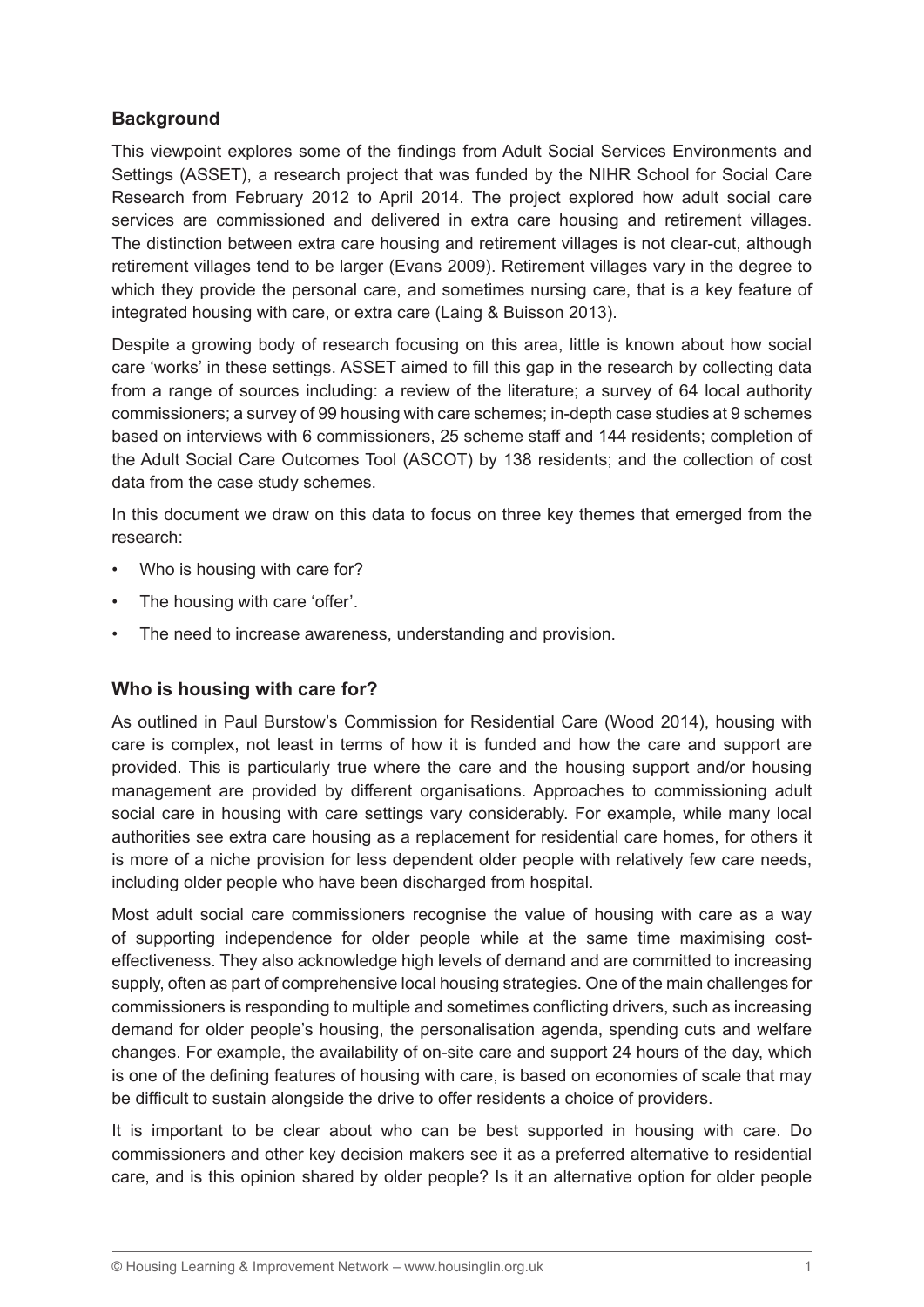## Background

This viewpoint explores some of the findings from Adult Social Services Environments and Settings (ASSET), a research project that was funded by the NIHR School for Social Care Research from February 2012 to April 2014. The project explored how adult social care services are commissioned and delivered in extra care housing and retirement villages. The distinction between extra care housing and retirement villages is not clear-cut, although retirement villages tend to be larger (Evans 2009). Retirement villages vary in the degree to which they provide the personal care, and sometimes nursing care, that is a key feature of integrated housing with care, or extra care (Laing & Buisson 2013).

Despite a growing body of research focusing on this area, little is known about how social care 'works' in these settings. ASSET aimed to fill this gap in the research by collecting data from a range of sources including: a review of the literature; a survey of 64 local authority commissioners; a survey of 99 housing with care schemes; in-depth case studies at 9 schemes based on interviews with 6 commissioners, 25 scheme staff and 144 residents; completion of the Adult Social Care Outcomes Tool (ASCOT) by 138 residents; and the collection of cost data from the case study schemes.

In this document we draw on this data to focus on three key themes that emerged from the research:

- Who is housing with care for?
- The housing with care 'offer'.
- The need to increase awareness, understanding and provision.

## Who is housing with care for?

As outlined in Paul Burstow's Commission for Residential Care (Wood 2014), housing with care is complex, not least in terms of how it is funded and how the care and support are provided. This is particularly true where the care and the housing support and/or housing management are provided by different organisations. Approaches to commissioning adult social care in housing with care settings vary considerably. For example, while many local authorities see extra care housing as a replacement for residential care homes, for others it is more of a niche provision for less dependent older people with relatively few care needs, including older people who have been discharged from hospital.

Most adult social care commissioners recognise the value of housing with care as a way of supporting independence for older people while at the same time maximising cost-effectiveness. They also acknowledge high levels of demand and are committed to increasing supply, often as part of comprehensive local housing strategies. One of the main challenges for commissioners is responding to multiple and sometimes conflicting drivers, such as increasing demand for older people's housing, the personalisation agenda, spending cuts and welfare changes. For example, the availability of on-site care and support 24 hours of the day, which is one of the defining features of housing with care, is based on economies of scale that may be difficult to sustain alongside the drive to offer residents a choice of providers.

It is important to be clear about who can be best supported in housing with care. Do commissioners and other key decision makers see it as a preferred alternative to residential care, and is this opinion shared by older people? Is it an alternative option for older people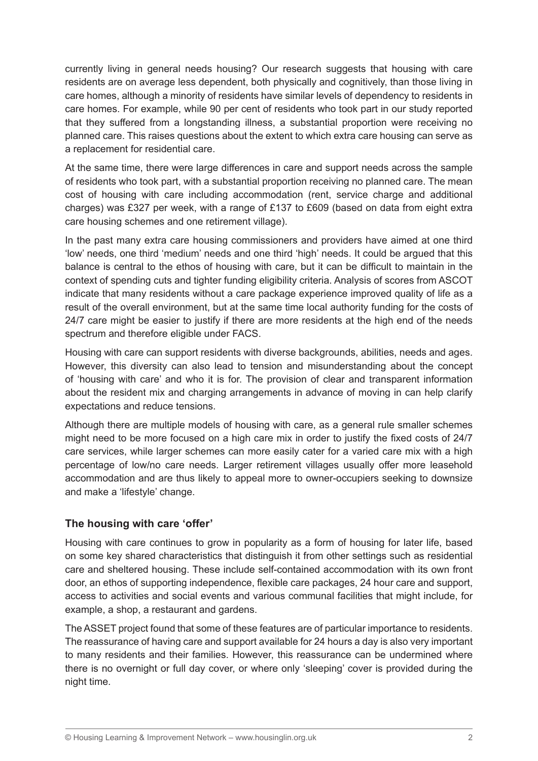currently living in general needs housing? Our research suggests that housing with care residents are on average less dependent, both physically and cognitively, than those living in care homes, although a minority of residents have similar levels of dependency to residents in care homes. For example, while 90 per cent of residents who took part in our study reported that they suffered from a longstanding illness, a substantial proportion were receiving no planned care. This raises questions about the extent to which extra care housing can serve as a replacement for residential care.

At the same time, there were large differences in care and support needs across the sample of residents who took part, with a substantial proportion receiving no planned care. The mean cost of housing with care including accommodation (rent, service charge and additional charges) was £327 per week, with a range of £137 to £609 (based on data from eight extra care housing schemes and one retirement village).

In the past many extra care housing commissioners and providers have aimed at one third 'low' needs, one third 'medium' needs and one third 'high' needs. It could be argued that this balance is central to the ethos of housing with care, but it can be difficult to maintain in the context of spending cuts and tighter funding eligibility criteria. Analysis of scores from ASCOT indicate that many residents without a care package experience improved quality of life as a result of the overall environment, but at the same time local authority funding for the costs of 24/7 care might be easier to justify if there are more residents at the high end of the needs spectrum and therefore eligible under FACS.

Housing with care can support residents with diverse backgrounds, abilities, needs and ages. However, this diversity can also lead to tension and misunderstanding about the concept of 'housing with care' and who it is for. The provision of clear and transparent information about the resident mix and charging arrangements in advance of moving in can help clarify expectations and reduce tensions.

Although there are multiple models of housing with care, as a general rule smaller schemes might need to be more focused on a high care mix in order to justify the fixed costs of 24/7 care services, while larger schemes can more easily cater for a varied care mix with a high percentage of low/no care needs. Larger retirement villages usually offer more leasehold accommodation and are thus likely to appeal more to owner-occupiers seeking to downsize and make a 'lifestyle' change.

### The housing with care 'offer'

Housing with care continues to grow in popularity as a form of housing for later life, based on some key shared characteristics that distinguish it from other settings such as residential care and sheltered housing. These include self-contained accommodation with its own front door, an ethos of supporting independence, flexible care packages, 24 hour care and support, access to activities and social events and various communal facilities that might include, for example, a shop, a restaurant and gardens.

The ASSET project found that some of these features are of particular importance to residents. The reassurance of having care and support available for 24 hours a day is also very important to many residents and their families. However, this reassurance can be undermined where there is no overnight or full day cover, or where only 'sleeping' cover is provided during the night time.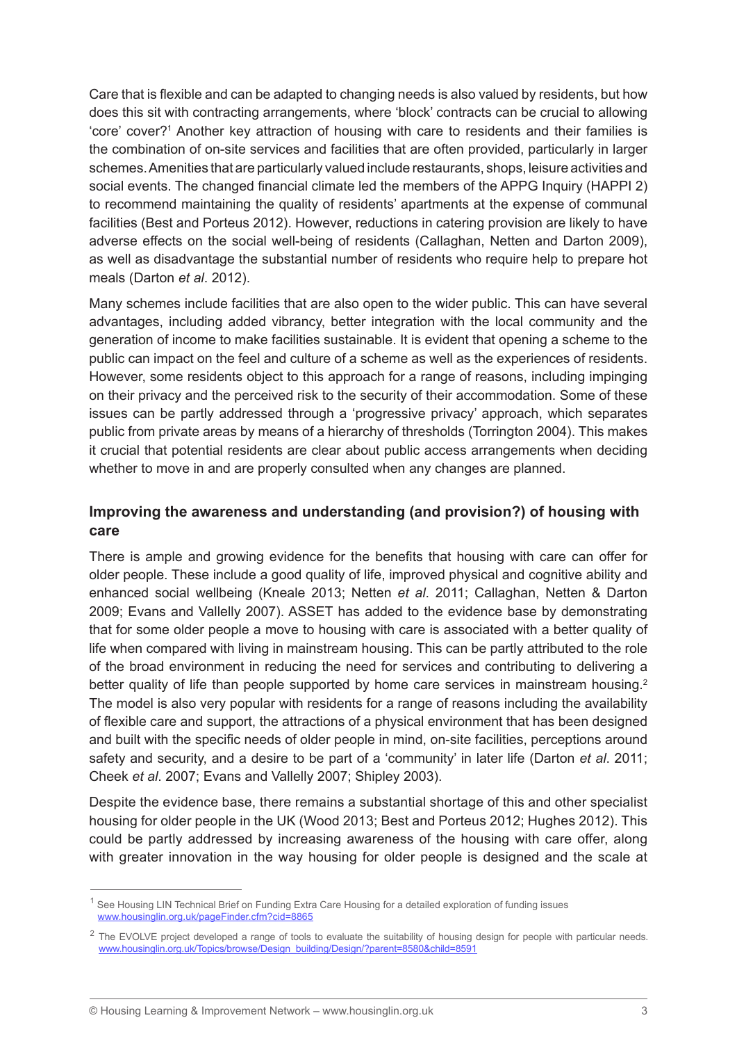Care that is flexible and can be adapted to changing needs is also valued by residents, but how does this sit with contracting arrangements, where 'block' contracts can be crucial to allowing 'core' cover?[1] Another key attraction of housing with care to residents and their families is the combination of on-site services and facilities that are often provided, particularly in larger schemes. Amenities that are particularly valued include restaurants, shops, leisure activities and social events. The changed financial climate led the members of the APPG Inquiry (HAPPI 2) to recommend maintaining the quality of residents' apartments at the expense of communal facilities (Best and Porteus 2012). However, reductions in catering provision are likely to have adverse effects on the social well-being of residents (Callaghan, Netten and Darton 2009), as well as disadvantage the substantial number of residents who require help to prepare hot meals (Darton *et al*. 2012).

Many schemes include facilities that are also open to the wider public. This can have several advantages, including added vibrancy, better integration with the local community and the generation of income to make facilities sustainable. It is evident that opening a scheme to the public can impact on the feel and culture of a scheme as well as the experiences of residents. However, some residents object to this approach for a range of reasons, including impinging on their privacy and the perceived risk to the security of their accommodation. Some of these issues can be partly addressed through a 'progressive privacy' approach, which separates public from private areas by means of a hierarchy of thresholds (Torrington 2004). This makes it crucial that potential residents are clear about public access arrangements when deciding whether to move in and are properly consulted when any changes are planned.

### Improving the awareness and understanding (and provision?) of housing with care

There is ample and growing evidence for the benefits that housing with care can offer for older people. These include a good quality of life, improved physical and cognitive ability and enhanced social wellbeing (Kneale 2013; Netten *et al*. 2011; Callaghan, Netten & Darton 2009; Evans and Vallelly 2007). ASSET has added to the evidence base by demonstrating that for some older people a move to housing with care is associated with a better quality of life when compared with living in mainstream housing. This can be partly attributed to the role of the broad environment in reducing the need for services and contributing to delivering a better quality of life than people supported by home care services in mainstream housing.[2] The model is also very popular with residents for a range of reasons including the availability of flexible care and support, the attractions of a physical environment that has been designed and built with the specific needs of older people in mind, on-site facilities, perceptions around safety and security, and a desire to be part of a 'community' in later life (Darton *et al*. 2011; Cheek *et al*. 2007; Evans and Vallelly 2007; Shipley 2003).

Despite the evidence base, there remains a substantial shortage of this and other specialist housing for older people in the UK (Wood 2013; Best and Porteus 2012; Hughes 2012). This could be partly addressed by increasing awareness of the housing with care offer, along with greater innovation in the way housing for older people is designed and the scale at

---

[1] See Housing LIN Technical Brief on Funding Extra Care Housing for a detailed exploration of funding issues www.housinglin.org.uk/pageFinder.cfm?cid=8865

[2] The EVOLVE project developed a range of tools to evaluate the suitability of housing design for people with particular needs. www.housinglin.org.uk/Topics/browse/Design_building/Design/?parent=8580&child=8591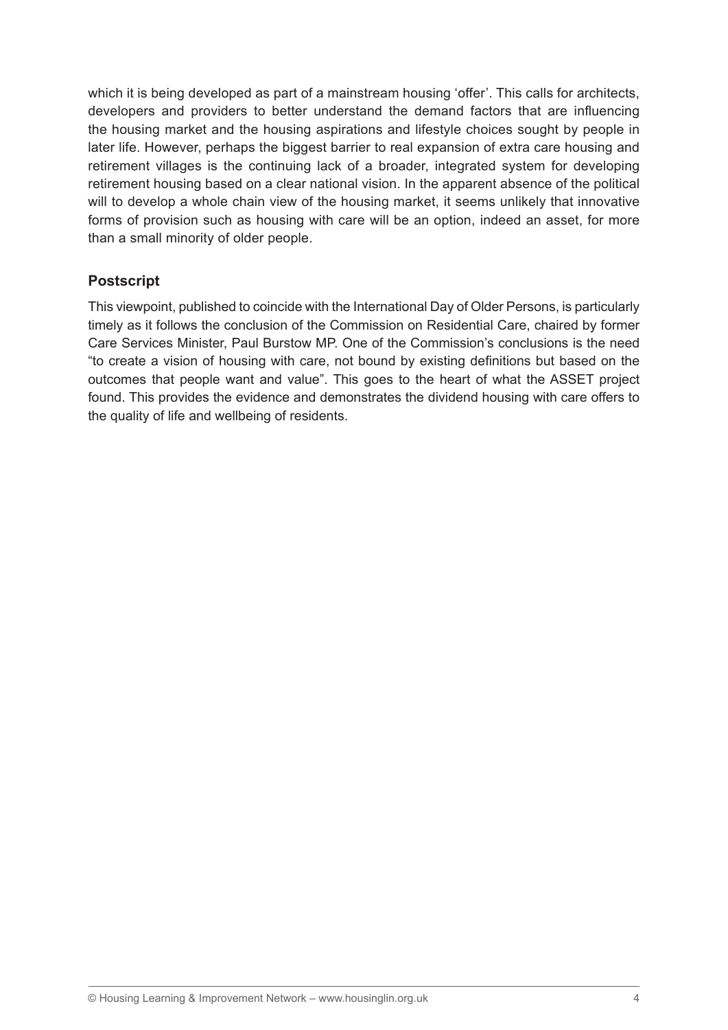which it is being developed as part of a mainstream housing 'offer'. This calls for architects, developers and providers to better understand the demand factors that are influencing the housing market and the housing aspirations and lifestyle choices sought by people in later life. However, perhaps the biggest barrier to real expansion of extra care housing and retirement villages is the continuing lack of a broader, integrated system for developing retirement housing based on a clear national vision. In the apparent absence of the political will to develop a whole chain view of the housing market, it seems unlikely that innovative forms of provision such as housing with care will be an option, indeed an asset, for more than a small minority of older people.

## Postscript

This viewpoint, published to coincide with the International Day of Older Persons, is particularly timely as it follows the conclusion of the Commission on Residential Care, chaired by former Care Services Minister, Paul Burstow MP. One of the Commission's conclusions is the need "to create a vision of housing with care, not bound by existing definitions but based on the outcomes that people want and value". This goes to the heart of what the ASSET project found. This provides the evidence and demonstrates the dividend housing with care offers to the quality of life and wellbeing of residents.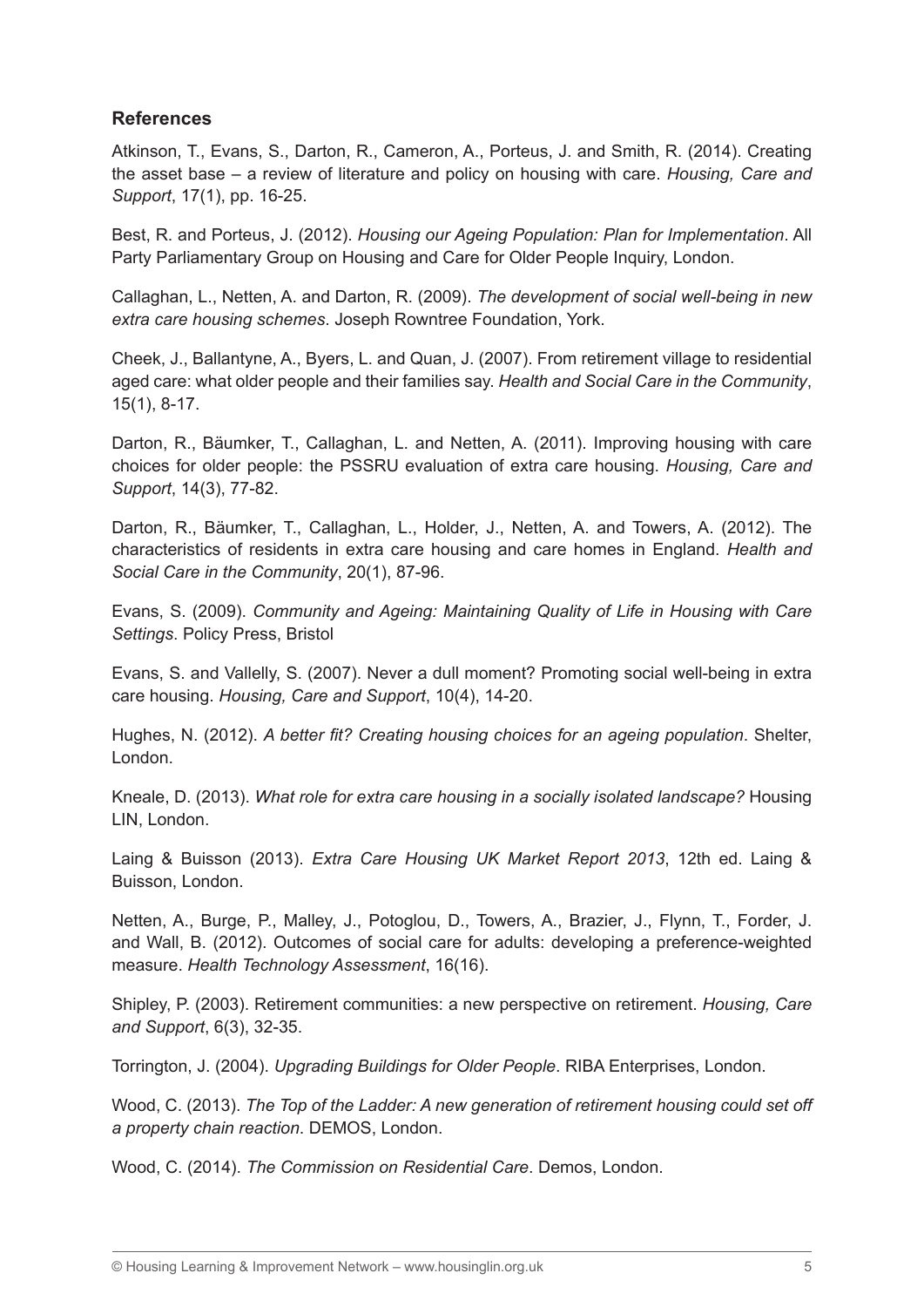## References

Atkinson, T., Evans, S., Darton, R., Cameron, A., Porteus, J. and Smith, R. (2014). Creating the asset base – a review of literature and policy on housing with care. *Housing, Care and Support*, 17(1), pp. 16-25.

Best, R. and Porteus, J. (2012). *Housing our Ageing Population: Plan for Implementation*. All Party Parliamentary Group on Housing and Care for Older People Inquiry, London.

Callaghan, L., Netten, A. and Darton, R. (2009). *The development of social well-being in new extra care housing schemes*. Joseph Rowntree Foundation, York.

Cheek, J., Ballantyne, A., Byers, L. and Quan, J. (2007). From retirement village to residential aged care: what older people and their families say. *Health and Social Care in the Community*, 15(1), 8-17.

Darton, R., Bäumker, T., Callaghan, L. and Netten, A. (2011). Improving housing with care choices for older people: the PSSRU evaluation of extra care housing. *Housing, Care and Support*, 14(3), 77-82.

Darton, R., Bäumker, T., Callaghan, L., Holder, J., Netten, A. and Towers, A. (2012). The characteristics of residents in extra care housing and care homes in England. *Health and Social Care in the Community*, 20(1), 87-96.

Evans, S. (2009). *Community and Ageing: Maintaining Quality of Life in Housing with Care Settings*. Policy Press, Bristol

Evans, S. and Vallelly, S. (2007). Never a dull moment? Promoting social well-being in extra care housing. *Housing, Care and Support*, 10(4), 14-20.

Hughes, N. (2012). *A better fit? Creating housing choices for an ageing population*. Shelter, London.

Kneale, D. (2013). *What role for extra care housing in a socially isolated landscape?* Housing LIN, London.

Laing & Buisson (2013). *Extra Care Housing UK Market Report 2013*, 12th ed. Laing & Buisson, London.

Netten, A., Burge, P., Malley, J., Potoglou, D., Towers, A., Brazier, J., Flynn, T., Forder, J. and Wall, B. (2012). Outcomes of social care for adults: developing a preference-weighted measure. *Health Technology Assessment*, 16(16).

Shipley, P. (2003). Retirement communities: a new perspective on retirement. *Housing, Care and Support*, 6(3), 32-35.

Torrington, J. (2004). *Upgrading Buildings for Older People*. RIBA Enterprises, London.

Wood, C. (2013). *The Top of the Ladder: A new generation of retirement housing could set off a property chain reaction*. DEMOS, London.

Wood, C. (2014). *The Commission on Residential Care*. Demos, London.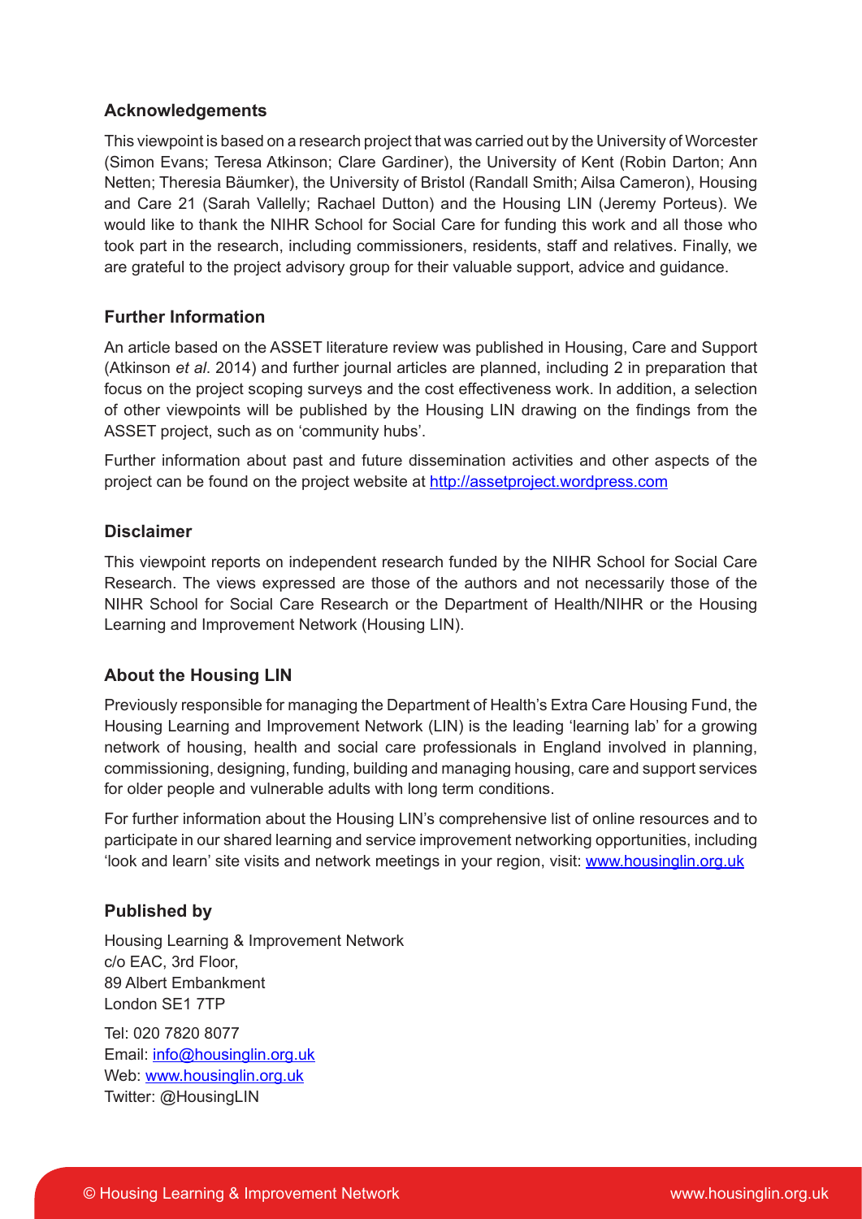## Acknowledgements

This viewpoint is based on a research project that was carried out by the University of Worcester (Simon Evans; Teresa Atkinson; Clare Gardiner), the University of Kent (Robin Darton; Ann Netten; Theresia Bäumker), the University of Bristol (Randall Smith; Ailsa Cameron), Housing and Care 21 (Sarah Vallelly; Rachael Dutton) and the Housing LIN (Jeremy Porteus). We would like to thank the NIHR School for Social Care for funding this work and all those who took part in the research, including commissioners, residents, staff and relatives. Finally, we are grateful to the project advisory group for their valuable support, advice and guidance.

## Further Information

An article based on the ASSET literature review was published in Housing, Care and Support (Atkinson *et al*. 2014) and further journal articles are planned, including 2 in preparation that focus on the project scoping surveys and the cost effectiveness work. In addition, a selection of other viewpoints will be published by the Housing LIN drawing on the findings from the ASSET project, such as on 'community hubs'.

Further information about past and future dissemination activities and other aspects of the project can be found on the project website at http://assetproject.wordpress.com

## Disclaimer

This viewpoint reports on independent research funded by the NIHR School for Social Care Research. The views expressed are those of the authors and not necessarily those of the NIHR School for Social Care Research or the Department of Health/NIHR or the Housing Learning and Improvement Network (Housing LIN).

## About the Housing LIN

Previously responsible for managing the Department of Health's Extra Care Housing Fund, the Housing Learning and Improvement Network (LIN) is the leading 'learning lab' for a growing network of housing, health and social care professionals in England involved in planning, commissioning, designing, funding, building and managing housing, care and support services for older people and vulnerable adults with long term conditions.

For further information about the Housing LIN's comprehensive list of online resources and to participate in our shared learning and service improvement networking opportunities, including 'look and learn' site visits and network meetings in your region, visit: www.housinglin.org.uk

## Published by

Housing Learning & Improvement Network
c/o EAC, 3rd Floor,
89 Albert Embankment
London SE1 7TP

Tel: 020 7820 8077
Email: info@housinglin.org.uk
Web: www.housinglin.org.uk
Twitter: @HousingLIN